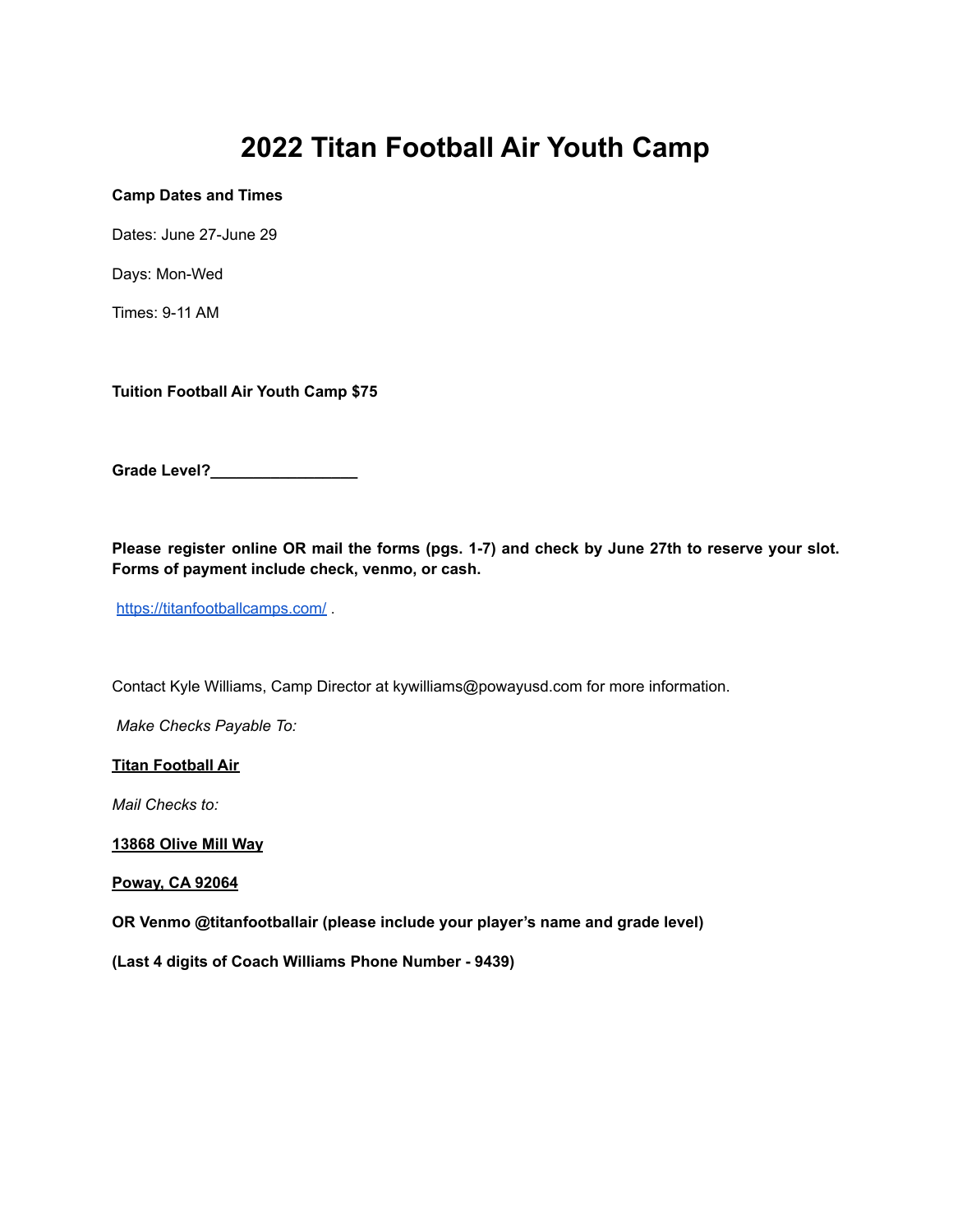# 2022 Titan Football Air Youth Camp

**Camp Dates and Times**

Dates: June 27-June 29

Days: Mon-Wed

Times: 9-11 AM

**Tuition Football Air Youth Camp $75**

**Grade Level?_________________**

**Please register online OR mail the forms (pgs. 1-7) and check by June 27th to reserve your slot. Forms of payment include check, venmo, or cash.**

[https://titanfootballcamps.com/](https://titanfootballcamps.com/) .

Contact Kyle Williams, Camp Director at kywilliams@powayusd.com for more information.

*Make Checks Payable To:*

**Titan Football Air**

*Mail Checks to:*

**13868 Olive Mill Way**

**Poway, CA 92064**

**OR Venmo @titanfootballair (please include your player's name and grade level)**

**(Last 4 digits of Coach Williams Phone Number - 9439)**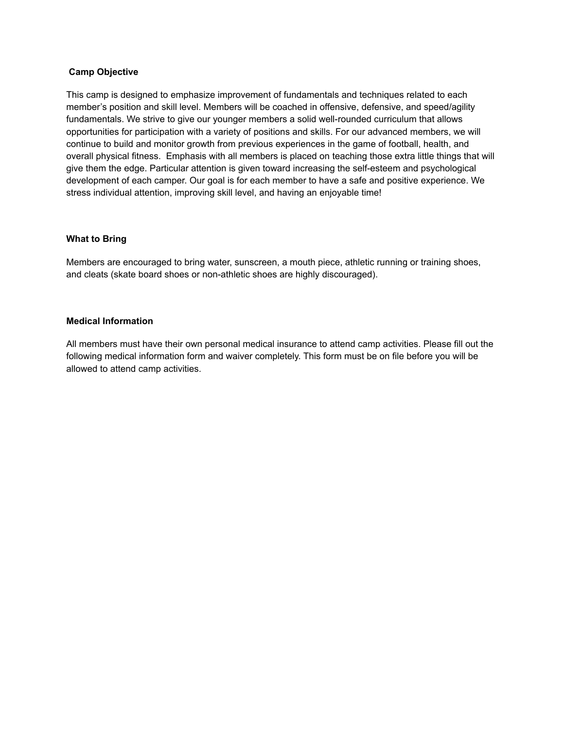**Camp Objective**

This camp is designed to emphasize improvement of fundamentals and techniques related to each member's position and skill level. Members will be coached in offensive, defensive, and speed/agility fundamentals. We strive to give our younger members a solid well-rounded curriculum that allows opportunities for participation with a variety of positions and skills. For our advanced members, we will continue to build and monitor growth from previous experiences in the game of football, health, and overall physical fitness. Emphasis with all members is placed on teaching those extra little things that will give them the edge. Particular attention is given toward increasing the self-esteem and psychological development of each camper. Our goal is for each member to have a safe and positive experience. We stress individual attention, improving skill level, and having an enjoyable time!

**What to Bring**

Members are encouraged to bring water, sunscreen, a mouth piece, athletic running or training shoes, and cleats (skate board shoes or non-athletic shoes are highly discouraged).

**Medical Information**

All members must have their own personal medical insurance to attend camp activities. Please fill out the following medical information form and waiver completely. This form must be on file before you will be allowed to attend camp activities.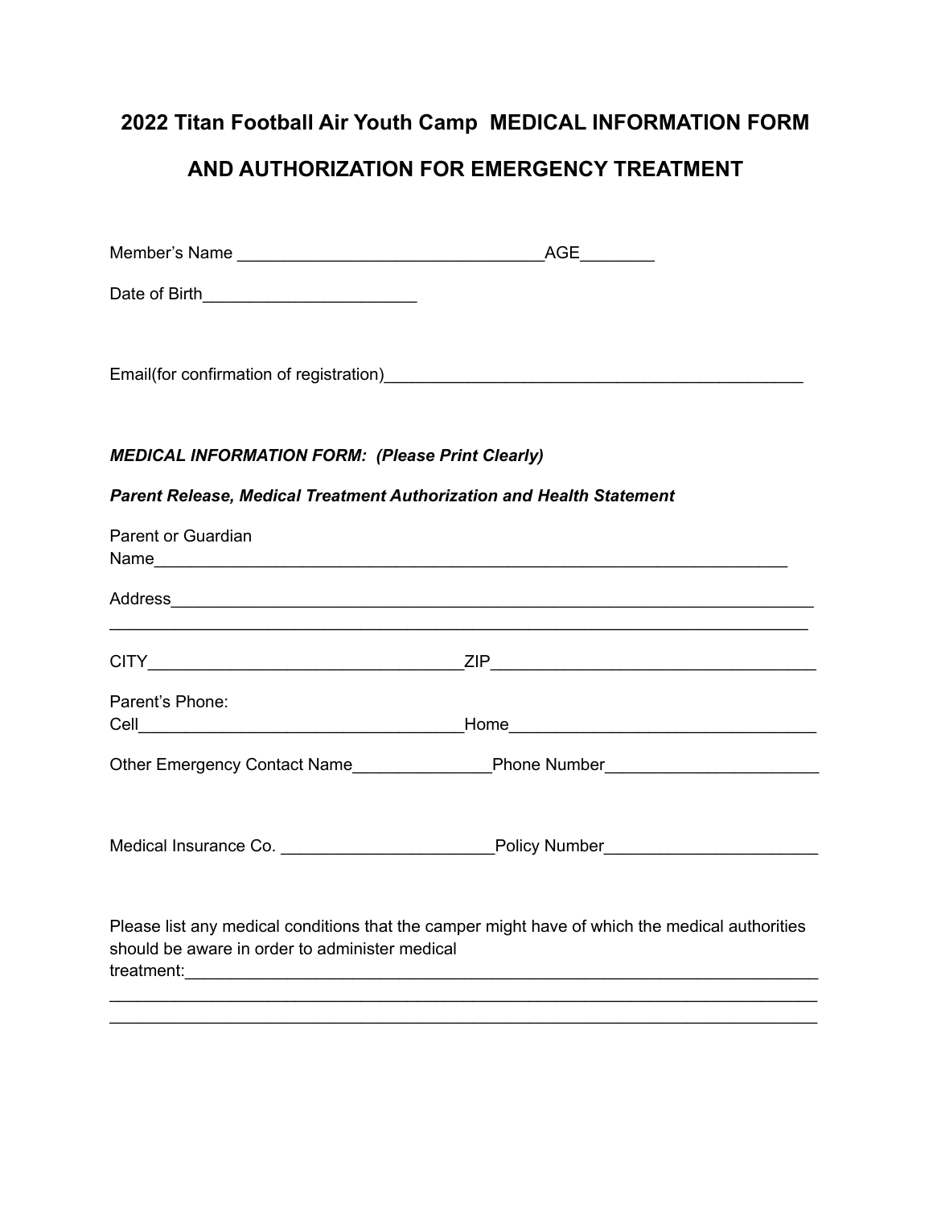# 2022 Titan Football Air Youth Camp MEDICAL INFORMATION FORM

# AND AUTHORIZATION FOR EMERGENCY TREATMENT

Member's Name ________________________________AGE________

Date of Birth_______________________

Email(for confirmation of registration)_____________________________________________

***MEDICAL INFORMATION FORM: (Please Print Clearly)***

***Parent Release, Medical Treatment Authorization and Health Statement***

Parent or Guardian Name____________________________________________________________________

Address____________________________________________________________________
_____________________________________________________________________________

CITY__________________________________ZIP___________________________________

Parent's Phone:
Cell___________________________________Home_________________________________

Other Emergency Contact Name_______________Phone Number______________________

Medical Insurance Co. ______________________Policy Number______________________

Please list any medical conditions that the camper might have of which the medical authorities should be aware in order to administer medical treatment:_______________________________________________________________
_____________________________________________________________________________
_____________________________________________________________________________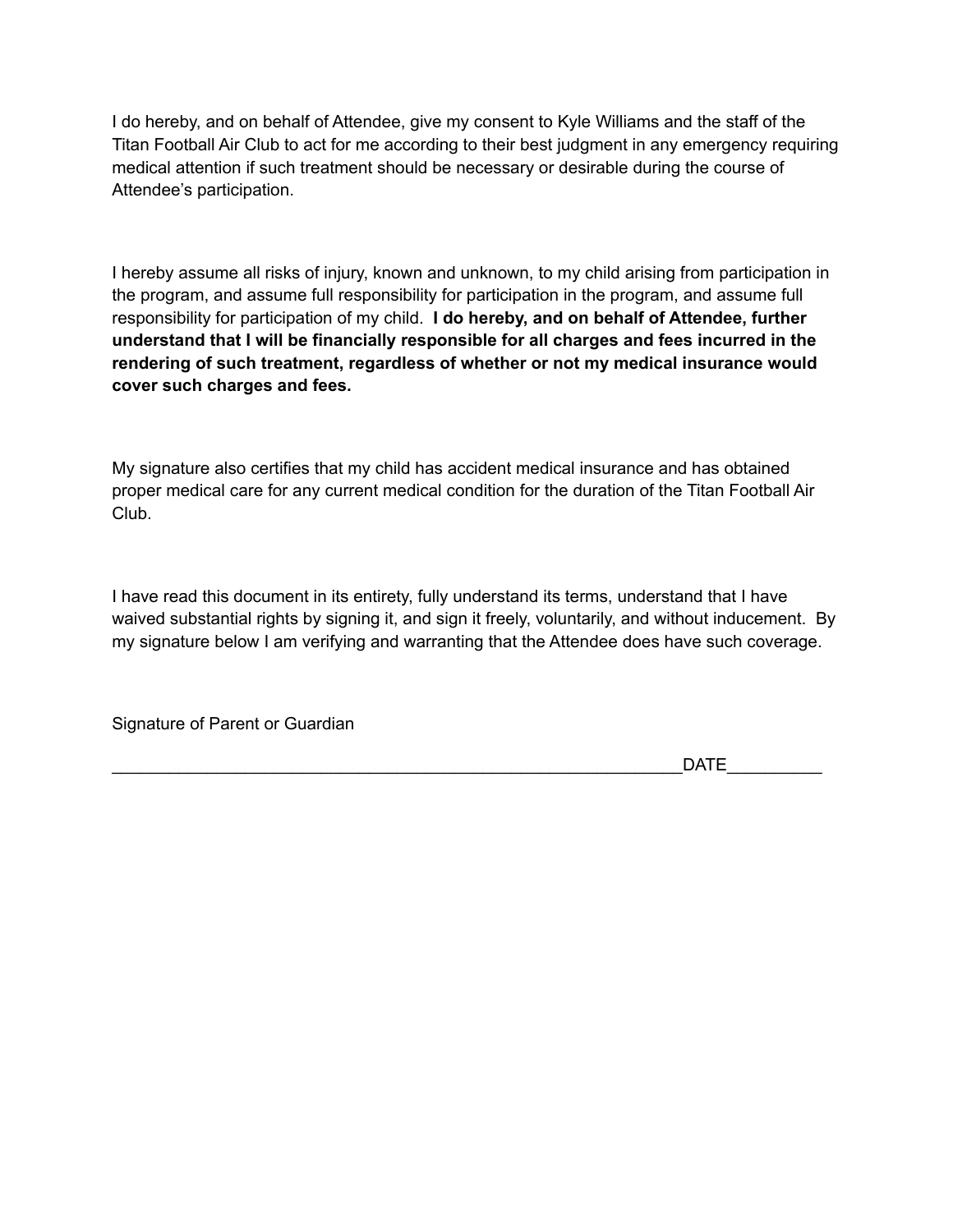I do hereby, and on behalf of Attendee, give my consent to Kyle Williams and the staff of the Titan Football Air Club to act for me according to their best judgment in any emergency requiring medical attention if such treatment should be necessary or desirable during the course of Attendee's participation.

I hereby assume all risks of injury, known and unknown, to my child arising from participation in the program, and assume full responsibility for participation in the program, and assume full responsibility for participation of my child. **I do hereby, and on behalf of Attendee, further understand that I will be financially responsible for all charges and fees incurred in the rendering of such treatment, regardless of whether or not my medical insurance would cover such charges and fees.**

My signature also certifies that my child has accident medical insurance and has obtained proper medical care for any current medical condition for the duration of the Titan Football Air Club.

I have read this document in its entirety, fully understand its terms, understand that I have waived substantial rights by signing it, and sign it freely, voluntarily, and without inducement. By my signature below I am verifying and warranting that the Attendee does have such coverage.

Signature of Parent or Guardian

_______________________________________________________________DATE__________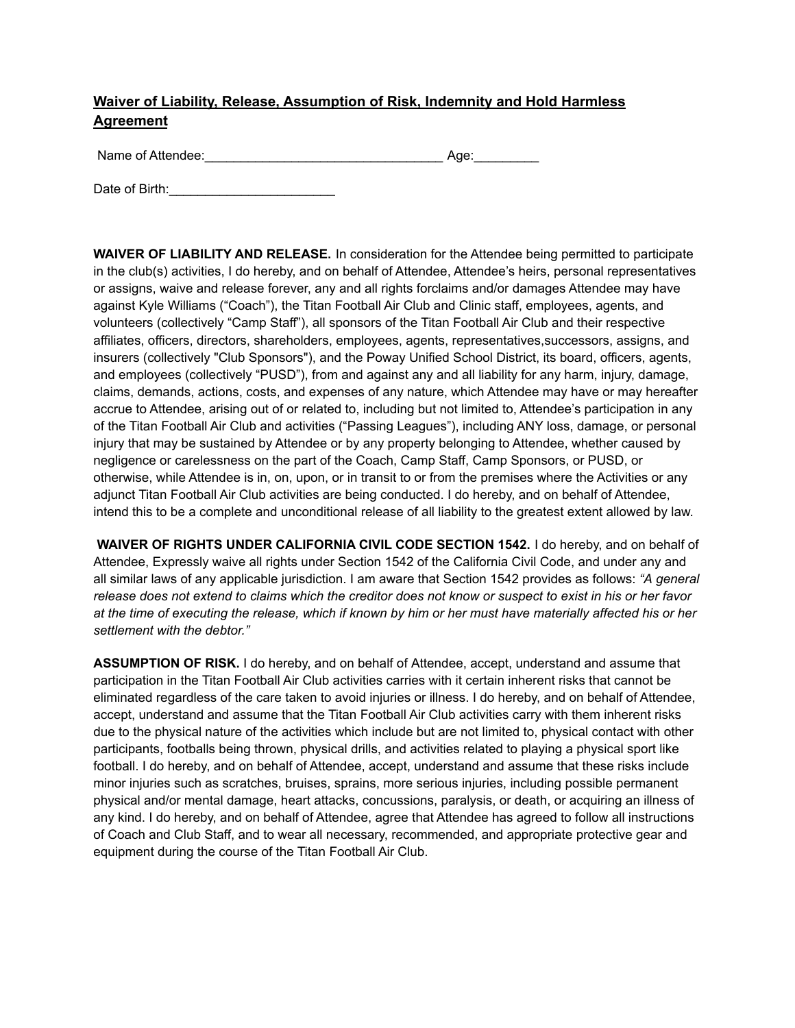## **Waiver of Liability, Release, Assumption of Risk, Indemnity and Hold Harmless Agreement**

Name of Attendee:_________________________________ Age:_________

Date of Birth:________________________

**WAIVER OF LIABILITY AND RELEASE.** In consideration for the Attendee being permitted to participate in the club(s) activities, I do hereby, and on behalf of Attendee, Attendee's heirs, personal representatives or assigns, waive and release forever, any and all rights forclaims and/or damages Attendee may have against Kyle Williams ("Coach"), the Titan Football Air Club and Clinic staff, employees, agents, and volunteers (collectively "Camp Staff"), all sponsors of the Titan Football Air Club and their respective affiliates, officers, directors, shareholders, employees, agents, representatives,successors, assigns, and insurers (collectively "Club Sponsors"), and the Poway Unified School District, its board, officers, agents, and employees (collectively "PUSD"), from and against any and all liability for any harm, injury, damage, claims, demands, actions, costs, and expenses of any nature, which Attendee may have or may hereafter accrue to Attendee, arising out of or related to, including but not limited to, Attendee's participation in any of the Titan Football Air Club and activities ("Passing Leagues"), including ANY loss, damage, or personal injury that may be sustained by Attendee or by any property belonging to Attendee, whether caused by negligence or carelessness on the part of the Coach, Camp Staff, Camp Sponsors, or PUSD, or otherwise, while Attendee is in, on, upon, or in transit to or from the premises where the Activities or any adjunct Titan Football Air Club activities are being conducted. I do hereby, and on behalf of Attendee, intend this to be a complete and unconditional release of all liability to the greatest extent allowed by law.

**WAIVER OF RIGHTS UNDER CALIFORNIA CIVIL CODE SECTION 1542.** I do hereby, and on behalf of Attendee, Expressly waive all rights under Section 1542 of the California Civil Code, and under any and all similar laws of any applicable jurisdiction. I am aware that Section 1542 provides as follows: *"A general release does not extend to claims which the creditor does not know or suspect to exist in his or her favor at the time of executing the release, which if known by him or her must have materially affected his or her settlement with the debtor."*

**ASSUMPTION OF RISK.** I do hereby, and on behalf of Attendee, accept, understand and assume that participation in the Titan Football Air Club activities carries with it certain inherent risks that cannot be eliminated regardless of the care taken to avoid injuries or illness. I do hereby, and on behalf of Attendee, accept, understand and assume that the Titan Football Air Club activities carry with them inherent risks due to the physical nature of the activities which include but are not limited to, physical contact with other participants, footballs being thrown, physical drills, and activities related to playing a physical sport like football. I do hereby, and on behalf of Attendee, accept, understand and assume that these risks include minor injuries such as scratches, bruises, sprains, more serious injuries, including possible permanent physical and/or mental damage, heart attacks, concussions, paralysis, or death, or acquiring an illness of any kind. I do hereby, and on behalf of Attendee, agree that Attendee has agreed to follow all instructions of Coach and Club Staff, and to wear all necessary, recommended, and appropriate protective gear and equipment during the course of the Titan Football Air Club.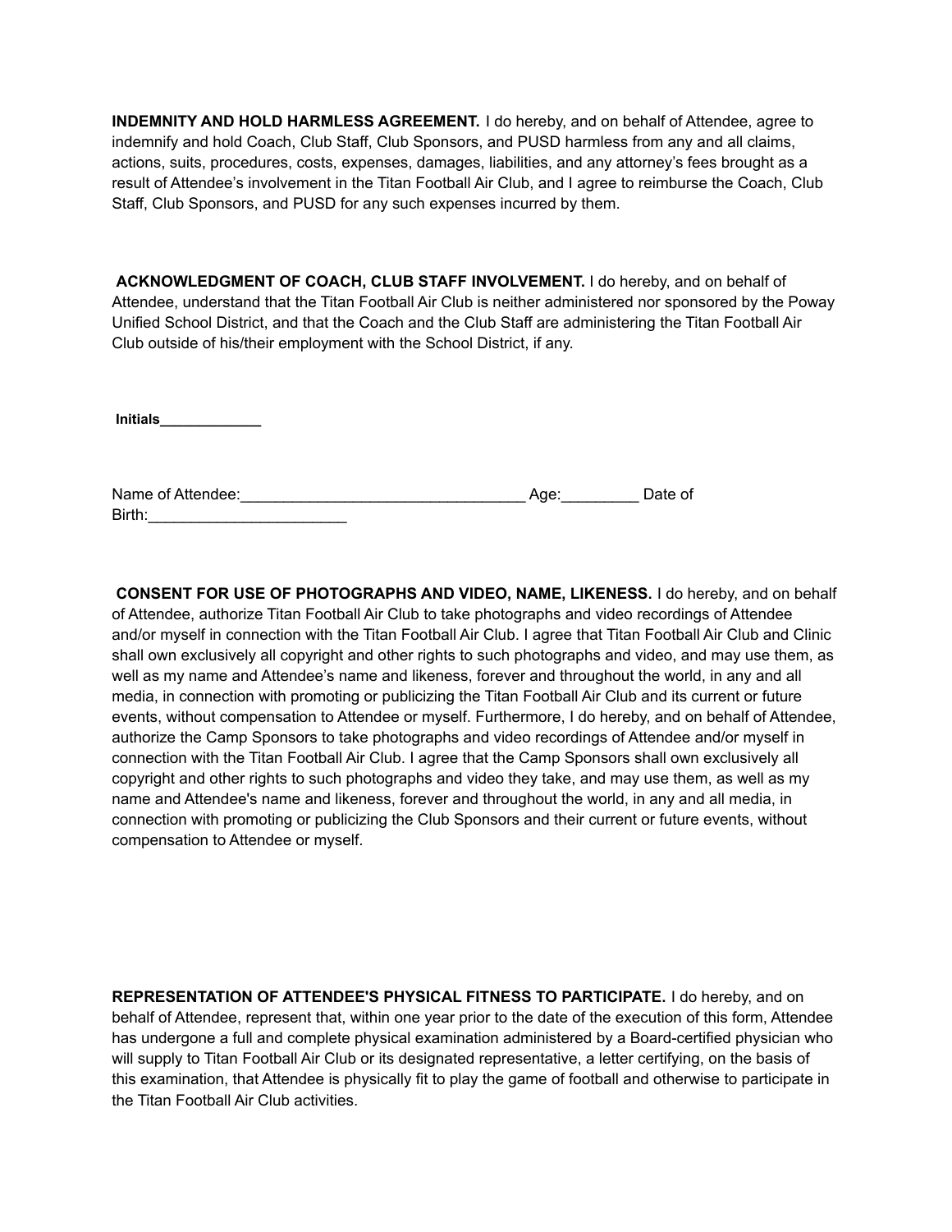**INDEMNITY AND HOLD HARMLESS AGREEMENT.** I do hereby, and on behalf of Attendee, agree to indemnify and hold Coach, Club Staff, Club Sponsors, and PUSD harmless from any and all claims, actions, suits, procedures, costs, expenses, damages, liabilities, and any attorney's fees brought as a result of Attendee's involvement in the Titan Football Air Club, and I agree to reimburse the Coach, Club Staff, Club Sponsors, and PUSD for any such expenses incurred by them.

**ACKNOWLEDGMENT OF COACH, CLUB STAFF INVOLVEMENT.** I do hereby, and on behalf of Attendee, understand that the Titan Football Air Club is neither administered nor sponsored by the Poway Unified School District, and that the Coach and the Club Staff are administering the Titan Football Air Club outside of his/their employment with the School District, if any.

**Initials_____________**

Name of Attendee:_________________________________ Age:_________ Date of Birth:_______________________

**CONSENT FOR USE OF PHOTOGRAPHS AND VIDEO, NAME, LIKENESS.** I do hereby, and on behalf of Attendee, authorize Titan Football Air Club to take photographs and video recordings of Attendee and/or myself in connection with the Titan Football Air Club. I agree that Titan Football Air Club and Clinic shall own exclusively all copyright and other rights to such photographs and video, and may use them, as well as my name and Attendee's name and likeness, forever and throughout the world, in any and all media, in connection with promoting or publicizing the Titan Football Air Club and its current or future events, without compensation to Attendee or myself. Furthermore, I do hereby, and on behalf of Attendee, authorize the Camp Sponsors to take photographs and video recordings of Attendee and/or myself in connection with the Titan Football Air Club. I agree that the Camp Sponsors shall own exclusively all copyright and other rights to such photographs and video they take, and may use them, as well as my name and Attendee's name and likeness, forever and throughout the world, in any and all media, in connection with promoting or publicizing the Club Sponsors and their current or future events, without compensation to Attendee or myself.

**REPRESENTATION OF ATTENDEE'S PHYSICAL FITNESS TO PARTICIPATE.** I do hereby, and on behalf of Attendee, represent that, within one year prior to the date of the execution of this form, Attendee has undergone a full and complete physical examination administered by a Board-certified physician who will supply to Titan Football Air Club or its designated representative, a letter certifying, on the basis of this examination, that Attendee is physically fit to play the game of football and otherwise to participate in the Titan Football Air Club activities.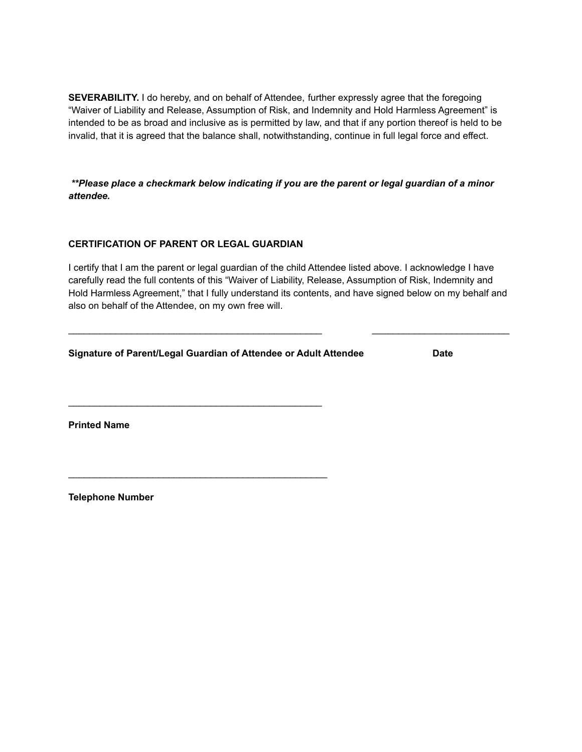**SEVERABILITY.** I do hereby, and on behalf of Attendee, further expressly agree that the foregoing "Waiver of Liability and Release, Assumption of Risk, and Indemnity and Hold Harmless Agreement" is intended to be as broad and inclusive as is permitted by law, and that if any portion thereof is held to be invalid, that it is agreed that the balance shall, notwithstanding, continue in full legal force and effect.

***\*\*Please place a checkmark below indicating if you are the parent or legal guardian of a minor attendee.***

**CERTIFICATION OF PARENT OR LEGAL GUARDIAN**

I certify that I am the parent or legal guardian of the child Attendee listed above. I acknowledge I have carefully read the full contents of this "Waiver of Liability, Release, Assumption of Risk, Indemnity and Hold Harmless Agreement," that I fully understand its contents, and have signed below on my behalf and also on behalf of the Attendee, on my own free will.

\_\_\_\_\_\_\_\_\_\_\_\_\_\_\_\_\_\_\_\_\_\_\_\_\_\_\_\_\_\_\_\_\_\_\_\_\_\_\_\_\_\_\_\_\_\_\_\_\_\_ \_\_\_\_\_\_\_\_\_\_\_\_\_\_\_\_\_\_\_\_\_\_\_\_\_\_\_

**Signature of Parent/Legal Guardian of Attendee or Adult Attendee** **Date**

\_\_\_\_\_\_\_\_\_\_\_\_\_\_\_\_\_\_\_\_\_\_\_\_\_\_\_\_\_\_\_\_\_\_\_\_\_\_\_\_\_\_\_\_\_\_\_\_\_\_

**Printed Name**

\_\_\_\_\_\_\_\_\_\_\_\_\_\_\_\_\_\_\_\_\_\_\_\_\_\_\_\_\_\_\_\_\_\_\_\_\_\_\_\_\_\_\_\_\_\_\_\_\_\_

**Telephone Number**